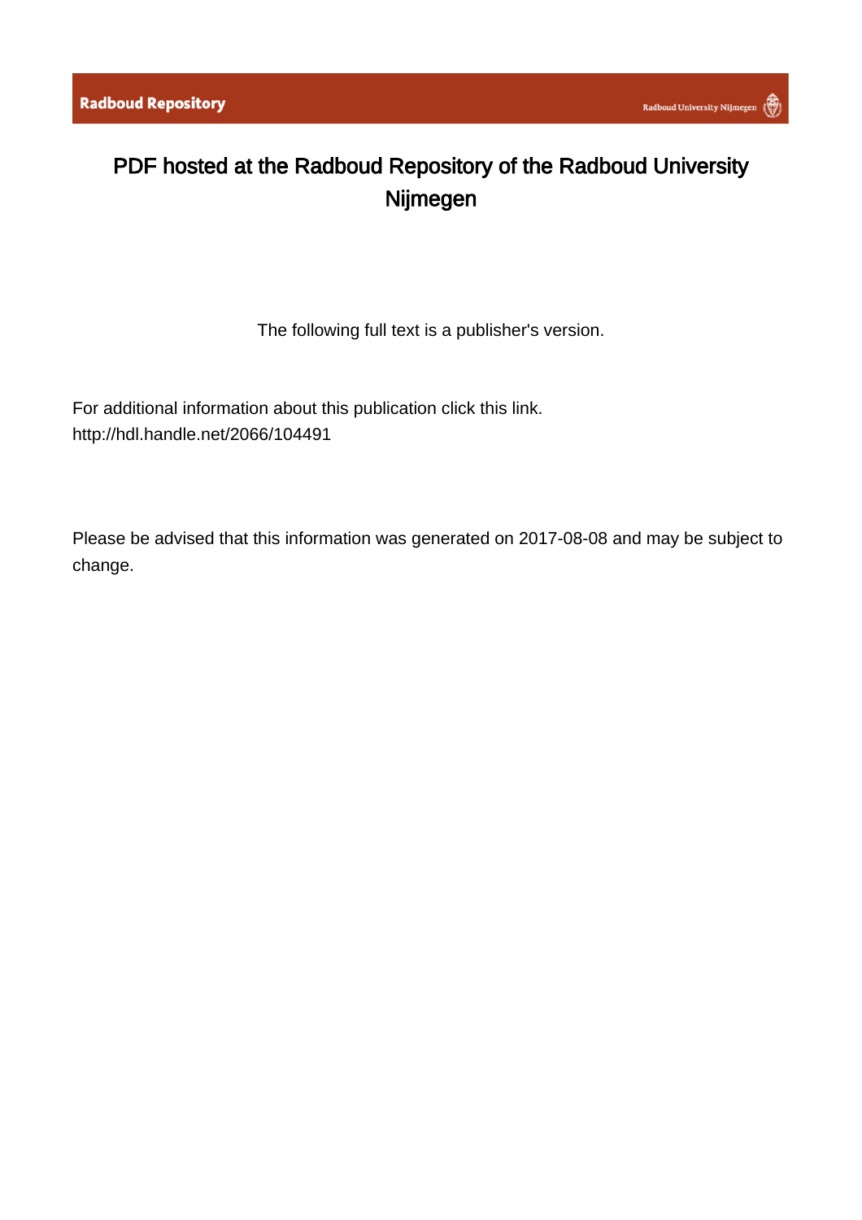Radboud Repository

Radboud University Nijmegen

# PDF hosted at the Radboud Repository of the Radboud University Nijmegen

The following full text is a publisher's version.

For additional information about this publication click this link.
http://hdl.handle.net/2066/104491

Please be advised that this information was generated on 2017-08-08 and may be subject to change.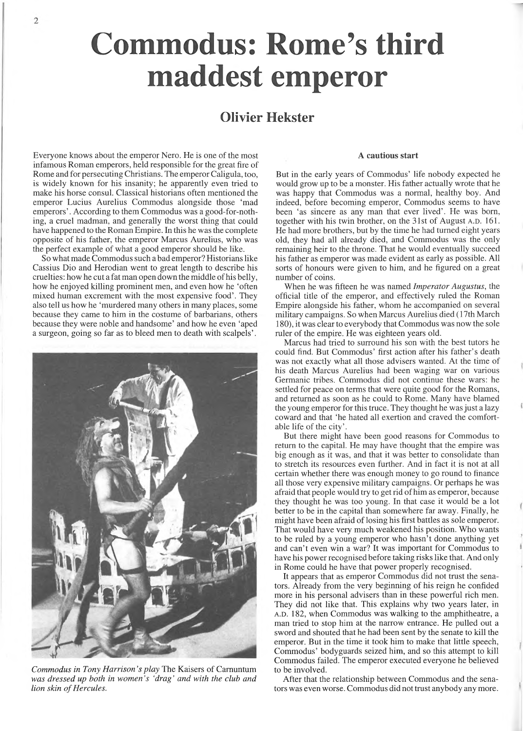# Commodus: Rome's third maddest emperor

## Olivier Hekster

Everyone knows about the emperor Nero. He is one of the most infamous Roman emperors, held responsible for the great fire of Rome and for persecuting Christians. The emperor Caligula, too, is widely known for his insanity; he apparently even tried to make his horse consul. Classical historians often mentioned the emperor Lucius Aurelius Commodus alongside those 'mad emperors'. According to them Commodus was a good-for-nothing, a cruel madman, and generally the worst thing that could have happened to the Roman Empire. In this he was the complete opposite of his father, the emperor Marcus Aurelius, who was the perfect example of what a good emperor should be like.

So what made Commodus such a bad emperor? Historians like Cassius Dio and Herodian went to great length to describe his cruelties: how he cut a fat man open down the middle of his belly, how he enjoyed killing prominent men, and even how he 'often mixed human excrement with the most expensive food'. They also tell us how he 'murdered many others in many places, some because they came to him in the costume of barbarians, others because they were noble and handsome' and how he even 'aped a surgeon, going so far as to bleed men to death with scalpels'.

*Commodus in Tony Harrison's play* The Kaisers of Carnuntum *was dressed up both in women's 'drag' and with the club and lion skin of Hercules.*

### A cautious start

But in the early years of Commodus' life nobody expected he would grow up to be a monster. His father actually wrote that he was happy that Commodus was a normal, healthy boy. And indeed, before becoming emperor, Commodus seems to have been 'as sincere as any man that ever lived'. He was born, together with his twin brother, on the 31st of August A.D. 161. He had more brothers, but by the time he had turned eight years old, they had all already died, and Commodus was the only remaining heir to the throne. That he would eventually succeed his father as emperor was made evident as early as possible. All sorts of honours were given to him, and he figured on a great number of coins.

When he was fifteen he was named *Imperator Augustus*, the official title of the emperor, and effectively ruled the Roman Empire alongside his father, whom he accompanied on several military campaigns. So when Marcus Aurelius died (17th March 180), it was clear to everybody that Commodus was now the sole ruler of the empire. He was eighteen years old.

Marcus had tried to surround his son with the best tutors he could find. But Commodus' first action after his father's death was not exactly what all those advisers wanted. At the time of his death Marcus Aurelius had been waging war on various Germanic tribes. Commodus did not continue these wars: he settled for peace on terms that were quite good for the Romans, and returned as soon as he could to Rome. Many have blamed the young emperor for this truce. They thought he was just a lazy coward and that 'he hated all exertion and craved the comfortable life of the city'.

But there might have been good reasons for Commodus to return to the capital. He may have thought that the empire was big enough as it was, and that it was better to consolidate than to stretch its resources even further. And in fact it is not at all certain whether there was enough money to go round to finance all those very expensive military campaigns. Or perhaps he was afraid that people would try to get rid of him as emperor, because they thought he was too young. In that case it would be a lot better to be in the capital than somewhere far away. Finally, he might have been afraid of losing his first battles as sole emperor. That would have very much weakened his position. Who wants to be ruled by a young emperor who hasn't done anything yet and can't even win a war? It was important for Commodus to have his power recognised before taking risks like that. And only in Rome could he have that power properly recognised.

It appears that as emperor Commodus did not trust the senators. Already from the very beginning of his reign he confided more in his personal advisers than in these powerful rich men. They did not like that. This explains why two years later, in A.D. 182, when Commodus was walking to the amphitheatre, a man tried to stop him at the narrow entrance. He pulled out a sword and shouted that he had been sent by the senate to kill the emperor. But in the time it took him to make that little speech, Commodus' bodyguards seized him, and so this attempt to kill Commodus failed. The emperor executed everyone he believed to be involved.

After that the relationship between Commodus and the senators was even worse. Commodus did not trust anybody any more.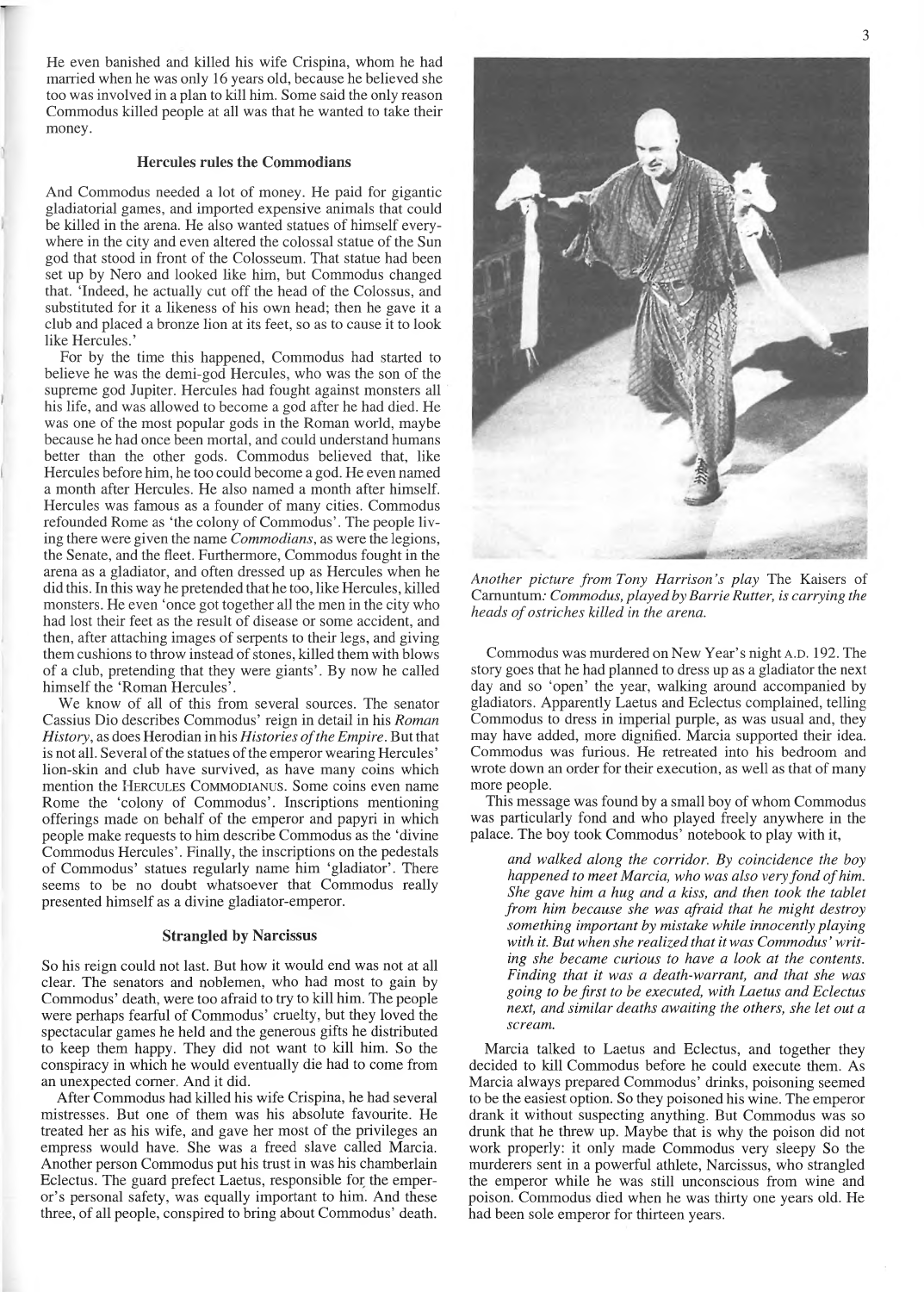He even banished and killed his wife Crispina, whom he had married when he was only 16 years old, because he believed she too was involved in a plan to kill him. Some said the only reason Commodus killed people at all was that he wanted to take their money.

### Hercules rules the Commodians

And Commodus needed a lot of money. He paid for gigantic gladiatorial games, and imported expensive animals that could be killed in the arena. He also wanted statues of himself everywhere in the city and even altered the colossal statue of the Sun god that stood in front of the Colosseum. That statue had been set up by Nero and looked like him, but Commodus changed that. 'Indeed, he actually cut off the head of the Colossus, and substituted for it a likeness of his own head; then he gave it a club and placed a bronze lion at its feet, so as to cause it to look like Hercules.'

For by the time this happened, Commodus had started to believe he was the demi-god Hercules, who was the son of the supreme god Jupiter. Hercules had fought against monsters all his life, and was allowed to become a god after he had died. He was one of the most popular gods in the Roman world, maybe because he had once been mortal, and could understand humans better than the other gods. Commodus believed that, like Hercules before him, he too could become a god. He even named a month after Hercules. He also named a month after himself. Hercules was famous as a founder of many cities. Commodus refounded Rome as 'the colony of Commodus'. The people living there were given the name *Commodians*, as were the legions, the Senate, and the fleet. Furthermore, Commodus fought in the arena as a gladiator, and often dressed up as Hercules when he did this. In this way he pretended that he too, like Hercules, killed monsters. He even 'once got together all the men in the city who had lost their feet as the result of disease or some accident, and then, after attaching images of serpents to their legs, and giving them cushions to throw instead of stones, killed them with blows of a club, pretending that they were giants'. By now he called himself the 'Roman Hercules'.

We know of all of this from several sources. The senator Cassius Dio describes Commodus' reign in detail in his *Roman History*, as does Herodian in his *Histories of the Empire*. But that is not all. Several of the statues of the emperor wearing Hercules' lion-skin and club have survived, as have many coins which mention the HERCULES COMMODIANUS. Some coins even name Rome the 'colony of Commodus'. Inscriptions mentioning offerings made on behalf of the emperor and papyri in which people make requests to him describe Commodus as the 'divine Commodus Hercules'. Finally, the inscriptions on the pedestals of Commodus' statues regularly name him 'gladiator'. There seems to be no doubt whatsoever that Commodus really presented himself as a divine gladiator-emperor.

### Strangled by Narcissus

So his reign could not last. But how it would end was not at all clear. The senators and noblemen, who had most to gain by Commodus' death, were too afraid to try to kill him. The people were perhaps fearful of Commodus' cruelty, but they loved the spectacular games he held and the generous gifts he distributed to keep them happy. They did not want to kill him. So the conspiracy in which he would eventually die had to come from an unexpected corner. And it did.

After Commodus had killed his wife Crispina, he had several mistresses. But one of them was his absolute favourite. He treated her as his wife, and gave her most of the privileges an empress would have. She was a freed slave called Marcia. Another person Commodus put his trust in was his chamberlain Eclectus. The guard prefect Laetus, responsible for the emperor's personal safety, was equally important to him. And these three, of all people, conspired to bring about Commodus' death.

*Another picture from Tony Harrison's play* The Kaisers of Carnuntum: *Commodus, played by Barrie Rutter, is carrying the heads of ostriches killed in the arena.*

Commodus was murdered on New Year's night A.D. 192. The story goes that he had planned to dress up as a gladiator the next day and so 'open' the year, walking around accompanied by gladiators. Apparently Laetus and Eclectus complained, telling Commodus to dress in imperial purple, as was usual and, they may have added, more dignified. Marcia supported their idea. Commodus was furious. He retreated into his bedroom and wrote down an order for their execution, as well as that of many more people.

This message was found by a small boy of whom Commodus was particularly fond and who played freely anywhere in the palace. The boy took Commodus' notebook to play with it,

> *and walked along the corridor. By coincidence the boy happened to meet Marcia, who was also very fond of him. She gave him a hug and a kiss, and then took the tablet from him because she was afraid that he might destroy something important by mistake while innocently playing with it. But when she realized that it was Commodus' writing she became curious to have a look at the contents. Finding that it was a death-warrant, and that she was going to be first to be executed, with Laetus and Eclectus next, and similar deaths awaiting the others, she let out a scream.*

Marcia talked to Laetus and Eclectus, and together they decided to kill Commodus before he could execute them. As Marcia always prepared Commodus' drinks, poisoning seemed to be the easiest option. So they poisoned his wine. The emperor drank it without suspecting anything. But Commodus was so drunk that he threw up. Maybe that is why the poison did not work properly: it only made Commodus very sleepy So the murderers sent in a powerful athlete, Narcissus, who strangled the emperor while he was still unconscious from wine and poison. Commodus died when he was thirty one years old. He had been sole emperor for thirteen years.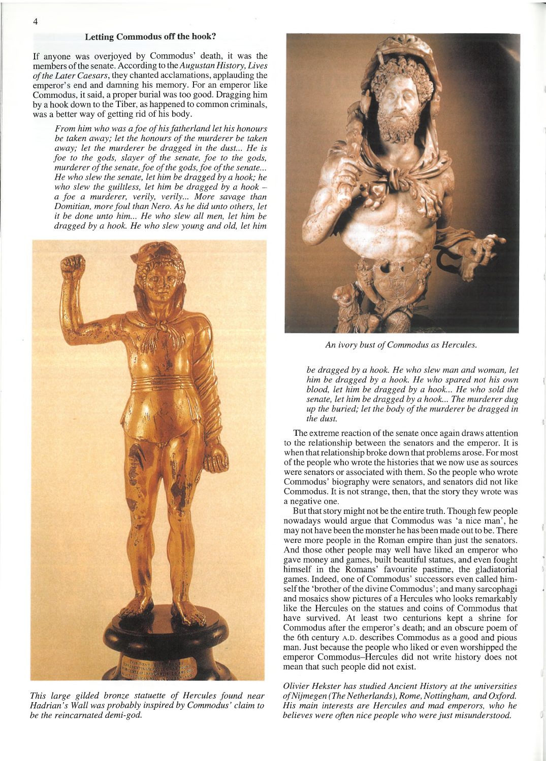### Letting Commodus off the hook?

If anyone was overjoyed by Commodus' death, it was the members of the senate. According to the *Augustan History, Lives of the Later Caesars*, they chanted acclamations, applauding the emperor's end and damning his memory. For an emperor like Commodus, it said, a proper burial was too good. Dragging him by a hook down to the Tiber, as happened to common criminals, was a better way of getting rid of his body.

> *From him who was a foe of his fatherland let his honours be taken away; let the honours of the murderer be taken away; let the murderer be dragged in the dust... He is foe to the gods, slayer of the senate, foe to the gods, murderer of the senate, foe of the gods, foe of the senate... He who slew the senate, let him be dragged by a hook; he who slew the guiltless, let him be dragged by a hook – a foe a murderer, verily, verily... More savage than Domitian, more foul than Nero. As he did unto others, let it be done unto him... He who slew all men, let him be dragged by a hook. He who slew young and old, let him be dragged by a hook. He who slew man and woman, let him be dragged by a hook. He who spared not his own blood, let him be dragged by a hook... He who sold the senate, let him be dragged by a hook... The murderer dug up the buried; let the body of the murderer be dragged in the dust.*

*This large gilded bronze statuette of Hercules found near Hadrian's Wall was probably inspired by Commodus' claim to be the reincarnated demi-god.*

*An ivory bust of Commodus as Hercules.*

The extreme reaction of the senate once again draws attention to the relationship between the senators and the emperor. It is when that relationship broke down that problems arose. For most of the people who wrote the histories that we now use as sources were senators or associated with them. So the people who wrote Commodus' biography were senators, and senators did not like Commodus. It is not strange, then, that the story they wrote was a negative one.

But that story might not be the entire truth. Though few people nowadays would argue that Commodus was 'a nice man', he may not have been the monster he has been made out to be. There were more people in the Roman empire than just the senators. And those other people may well have liked an emperor who gave money and games, built beautiful statues, and even fought himself in the Romans' favourite pastime, the gladiatorial games. Indeed, one of Commodus' successors even called himself the 'brother of the divine Commodus'; and many sarcophagi and mosaics show pictures of a Hercules who looks remarkably like the Hercules on the statues and coins of Commodus that have survived. At least two centurions kept a shrine for Commodus after the emperor's death; and an obscure poem of the 6th century A.D. describes Commodus as a good and pious man. Just because the people who liked or even worshipped the emperor Commodus–Hercules did not write history does not mean that such people did not exist.

*Olivier Hekster has studied Ancient History at the universities of Nijmegen (The Netherlands), Rome, Nottingham, and Oxford. His main interests are Hercules and mad emperors, who he believes were often nice people who were just misunderstood.*